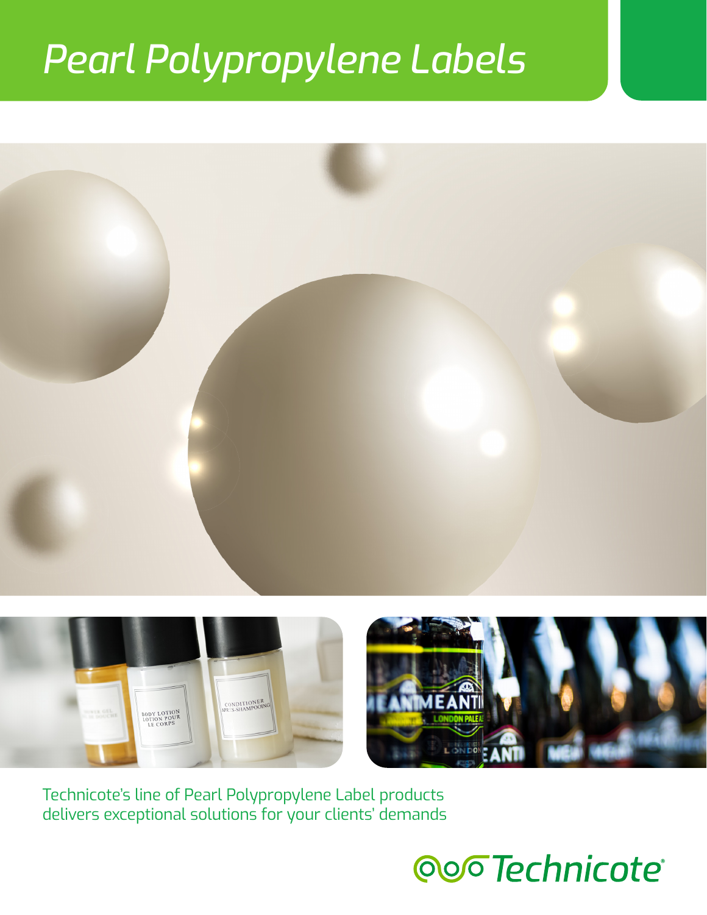# Pearl Polypropylene Labels

Technicote's line of Pearl Polypropylene Label products delivers exceptional solutions for your clients' demands

Technicote®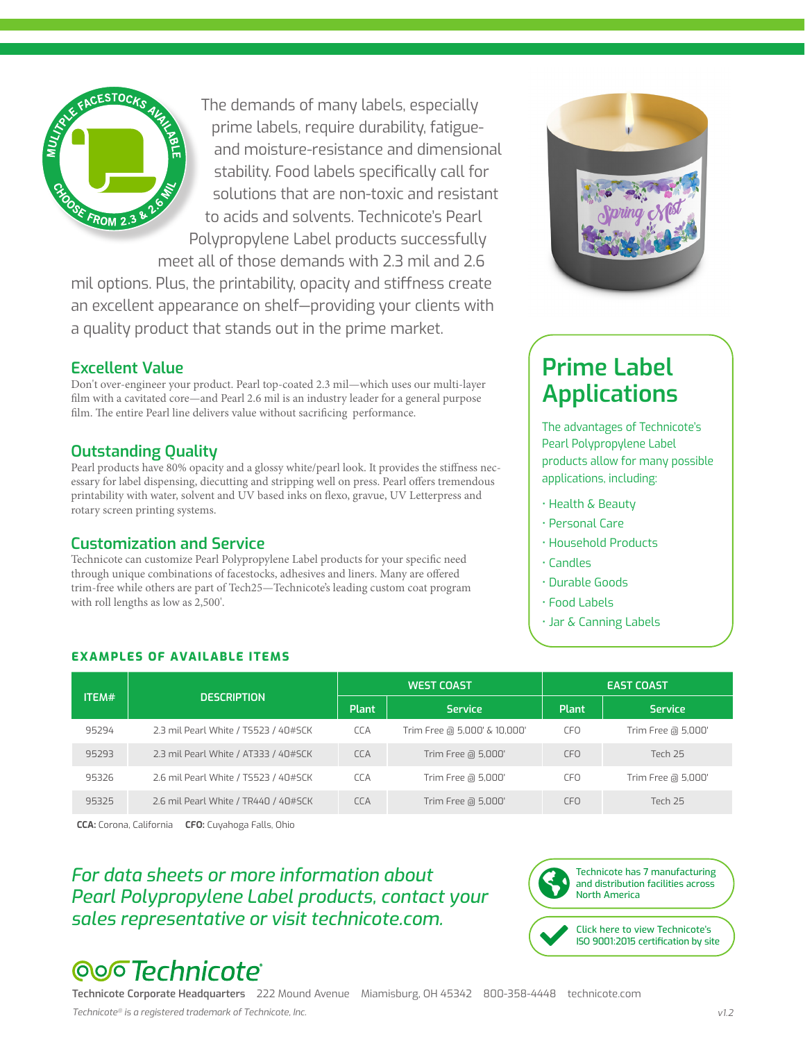MULITPLE FACESTOCKS AVAILABLE

CHOOSE FROM 2.3 & 2.6 MIL

The demands of many labels, especially prime labels, require durability, fatigue- and moisture-resistance and dimensional stability. Food labels specifically call for solutions that are non-toxic and resistant to acids and solvents. Technicote's Pearl Polypropylene Label products successfully meet all of those demands with 2.3 mil and 2.6 mil options. Plus, the printability, opacity and stiffness create an excellent appearance on shelf—providing your clients with a quality product that stands out in the prime market.

## Excellent Value

Don't over-engineer your product. Pearl top-coated 2.3 mil—which uses our multi-layer film with a cavitated core—and Pearl 2.6 mil is an industry leader for a general purpose film. The entire Pearl line delivers value without sacrificing performance.

## Outstanding Quality

Pearl products have 80% opacity and a glossy white/pearl look. It provides the stiffness necessary for label dispensing, diecutting and stripping well on press. Pearl offers tremendous printability with water, solvent and UV based inks on flexo, gravue, UV Letterpress and rotary screen printing systems.

## Customization and Service

Technicote can customize Pearl Polypropylene Label products for your specific need through unique combinations of facestocks, adhesives and liners. Many are offered trim-free while others are part of Tech25—Technicote's leading custom coat program with roll lengths as low as 2,500'.

## Prime Label Applications

The advantages of Technicote's Pearl Polypropylene Label products allow for many possible applications, including:

- Health & Beauty
- Personal Care
- Household Products
- Candles
- Durable Goods
- Food Labels
- Jar & Canning Labels

### EXAMPLES OF AVAILABLE ITEMS

| ITEM# | DESCRIPTION | WEST COAST | | EAST COAST | |
|---|---|---|---|---|---|
| | | Plant | Service | Plant | Service |
| 95294 | 2.3 mil Pearl White / TS523 / 40#SCK | CCA | Trim Free @ 5,000' & 10,000' | CFO | Trim Free @ 5,000' |
| 95293 | 2.3 mil Pearl White / AT333 / 40#SCK | CCA | Trim Free @ 5,000' | CFO | Tech 25 |
| 95326 | 2.6 mil Pearl White / TS523 / 40#SCK | CCA | Trim Free @ 5,000' | CFO | Trim Free @ 5,000' |
| 95325 | 2.6 mil Pearl White / TR440 / 40#SCK | CCA | Trim Free @ 5,000' | CFO | Tech 25 |

**CCA:** Corona, California **CFO:** Cuyahoga Falls, Ohio

*For data sheets or more information about Pearl Polypropylene Label products, contact your sales representative or visit technicote.com.*

Technicote has 7 manufacturing and distribution facilities across North America

Click here to view Technicote's ISO 9001:2015 certification by site

Technicote®

**Technicote Corporate Headquarters** 222 Mound Avenue Miamisburg, OH 45342 800-358-4448 technicote.com

*Technicote® is a registered trademark of Technicote, Inc.*

*v1.2*